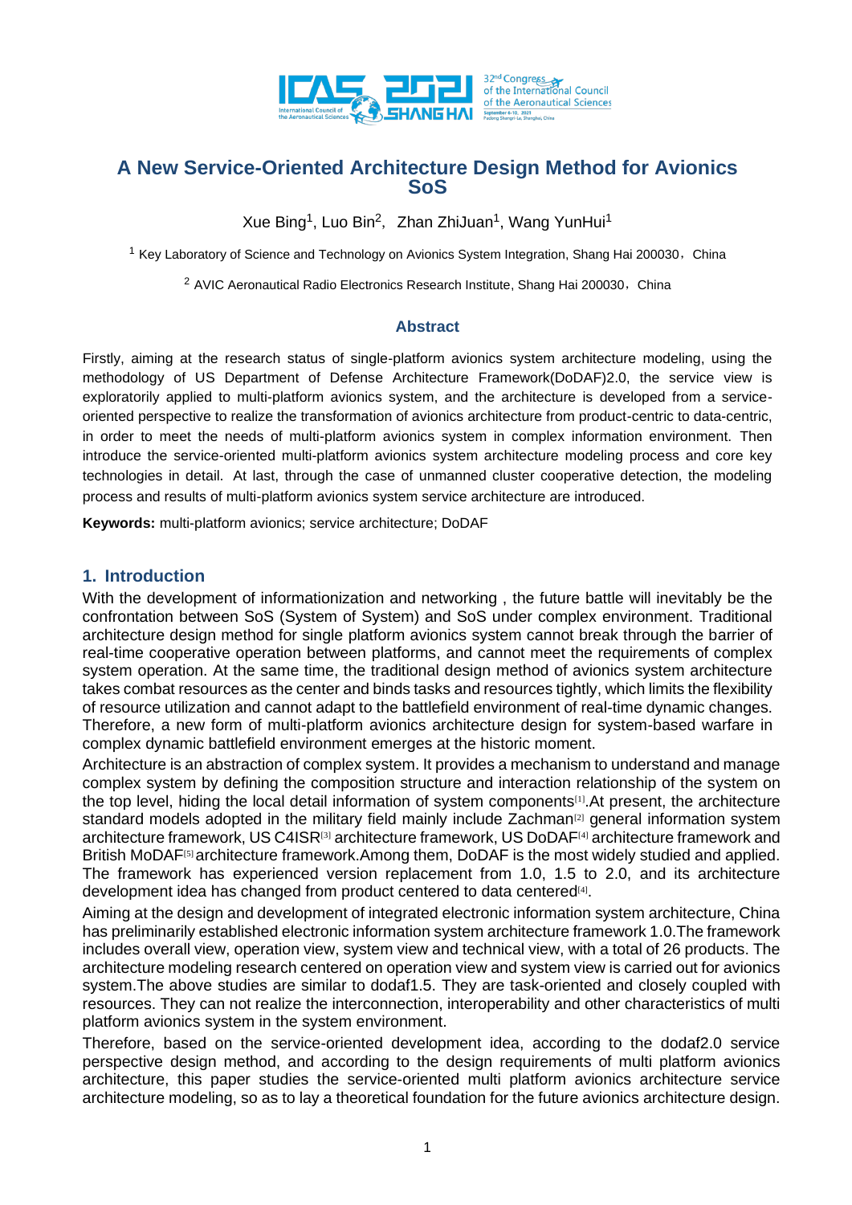# A New Service-Oriented Architecture Design Method for Avionics SoS

Xue Bing[1], Luo Bin[2], Zhan ZhiJuan[1], Wang YunHui[1]

[1] Key Laboratory of Science and Technology on Avionics System Integration, Shang Hai 200030，China

[2] AVIC Aeronautical Radio Electronics Research Institute, Shang Hai 200030，China

## Abstract

Firstly, aiming at the research status of single-platform avionics system architecture modeling, using the methodology of US Department of Defense Architecture Framework(DoDAF)2.0, the service view is exploratorily applied to multi-platform avionics system, and the architecture is developed from a service-oriented perspective to realize the transformation of avionics architecture from product-centric to data-centric, in order to meet the needs of multi-platform avionics system in complex information environment. Then introduce the service-oriented multi-platform avionics system architecture modeling process and core key technologies in detail. At last, through the case of unmanned cluster cooperative detection, the modeling process and results of multi-platform avionics system service architecture are introduced.

**Keywords:** multi-platform avionics; service architecture; DoDAF

## 1. Introduction

With the development of informationization and networking , the future battle will inevitably be the confrontation between SoS (System of System) and SoS under complex environment. Traditional architecture design method for single platform avionics system cannot break through the barrier of real-time cooperative operation between platforms, and cannot meet the requirements of complex system operation. At the same time, the traditional design method of avionics system architecture takes combat resources as the center and binds tasks and resources tightly, which limits the flexibility of resource utilization and cannot adapt to the battlefield environment of real-time dynamic changes. Therefore, a new form of multi-platform avionics architecture design for system-based warfare in complex dynamic battlefield environment emerges at the historic moment.

Architecture is an abstraction of complex system. It provides a mechanism to understand and manage complex system by defining the composition structure and interaction relationship of the system on the top level, hiding the local detail information of system components[1].At present, the architecture standard models adopted in the military field mainly include Zachman[2] general information system architecture framework, US C4ISR[3] architecture framework, US DoDAF[4] architecture framework and British MoDAF[5] architecture framework.Among them, DoDAF is the most widely studied and applied. The framework has experienced version replacement from 1.0, 1.5 to 2.0, and its architecture development idea has changed from product centered to data centered[4].

Aiming at the design and development of integrated electronic information system architecture, China has preliminarily established electronic information system architecture framework 1.0.The framework includes overall view, operation view, system view and technical view, with a total of 26 products. The architecture modeling research centered on operation view and system view is carried out for avionics system.The above studies are similar to dodaf1.5. They are task-oriented and closely coupled with resources. They can not realize the interconnection, interoperability and other characteristics of multi platform avionics system in the system environment.

Therefore, based on the service-oriented development idea, according to the dodaf2.0 service perspective design method, and according to the design requirements of multi platform avionics architecture, this paper studies the service-oriented multi platform avionics architecture service architecture modeling, so as to lay a theoretical foundation for the future avionics architecture design.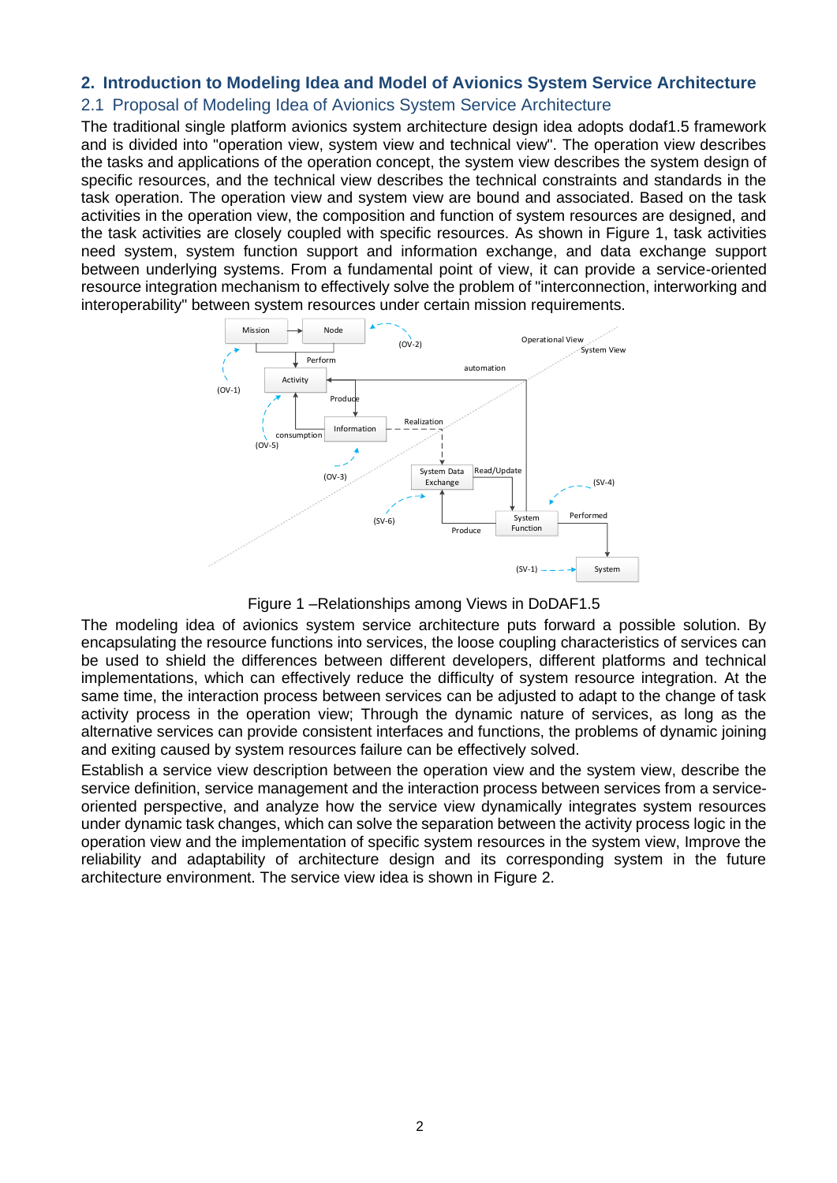## 2. Introduction to Modeling Idea and Model of Avionics System Service Architecture

### 2.1 Proposal of Modeling Idea of Avionics System Service Architecture

The traditional single platform avionics system architecture design idea adopts dodaf1.5 framework and is divided into "operation view, system view and technical view". The operation view describes the tasks and applications of the operation concept, the system view describes the system design of specific resources, and the technical view describes the technical constraints and standards in the task operation. The operation view and system view are bound and associated. Based on the task activities in the operation view, the composition and function of system resources are designed, and the task activities are closely coupled with specific resources. As shown in Figure 1, task activities need system, system function support and information exchange, and data exchange support between underlying systems. From a fundamental point of view, it can provide a service-oriented resource integration mechanism to effectively solve the problem of "interconnection, interworking and interoperability" between system resources under certain mission requirements.

Figure 1 –Relationships among Views in DoDAF1.5

The modeling idea of avionics system service architecture puts forward a possible solution. By encapsulating the resource functions into services, the loose coupling characteristics of services can be used to shield the differences between different developers, different platforms and technical implementations, which can effectively reduce the difficulty of system resource integration. At the same time, the interaction process between services can be adjusted to adapt to the change of task activity process in the operation view; Through the dynamic nature of services, as long as the alternative services can provide consistent interfaces and functions, the problems of dynamic joining and exiting caused by system resources failure can be effectively solved.

Establish a service view description between the operation view and the system view, describe the service definition, service management and the interaction process between services from a service-oriented perspective, and analyze how the service view dynamically integrates system resources under dynamic task changes, which can solve the separation between the activity process logic in the operation view and the implementation of specific system resources in the system view, Improve the reliability and adaptability of architecture design and its corresponding system in the future architecture environment. The service view idea is shown in Figure 2.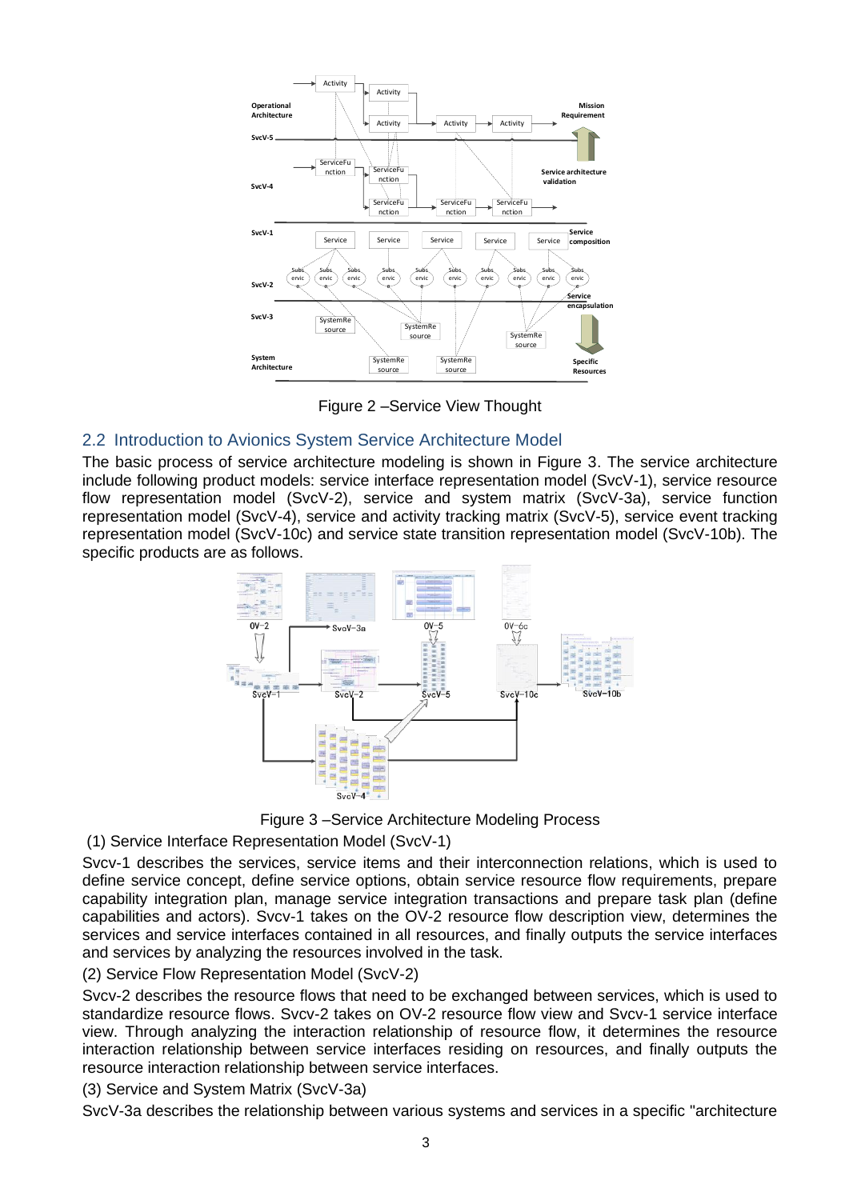Figure 2 –Service View Thought

## 2.2 Introduction to Avionics System Service Architecture Model

The basic process of service architecture modeling is shown in Figure 3. The service architecture include following product models: service interface representation model (SvcV-1), service resource flow representation model (SvcV-2), service and system matrix (SvcV-3a), service function representation model (SvcV-4), service and activity tracking matrix (SvcV-5), service event tracking representation model (SvcV-10c) and service state transition representation model (SvcV-10b). The specific products are as follows.

Figure 3 –Service Architecture Modeling Process

(1) Service Interface Representation Model (SvcV-1)

Svcv-1 describes the services, service items and their interconnection relations, which is used to define service concept, define service options, obtain service resource flow requirements, prepare capability integration plan, manage service integration transactions and prepare task plan (define capabilities and actors). Svcv-1 takes on the OV-2 resource flow description view, determines the services and service interfaces contained in all resources, and finally outputs the service interfaces and services by analyzing the resources involved in the task.

(2) Service Flow Representation Model (SvcV-2)

Svcv-2 describes the resource flows that need to be exchanged between services, which is used to standardize resource flows. Svcv-2 takes on OV-2 resource flow view and Svcv-1 service interface view. Through analyzing the interaction relationship of resource flow, it determines the resource interaction relationship between service interfaces residing on resources, and finally outputs the resource interaction relationship between service interfaces.

(3) Service and System Matrix (SvcV-3a)

SvcV-3a describes the relationship between various systems and services in a specific "architecture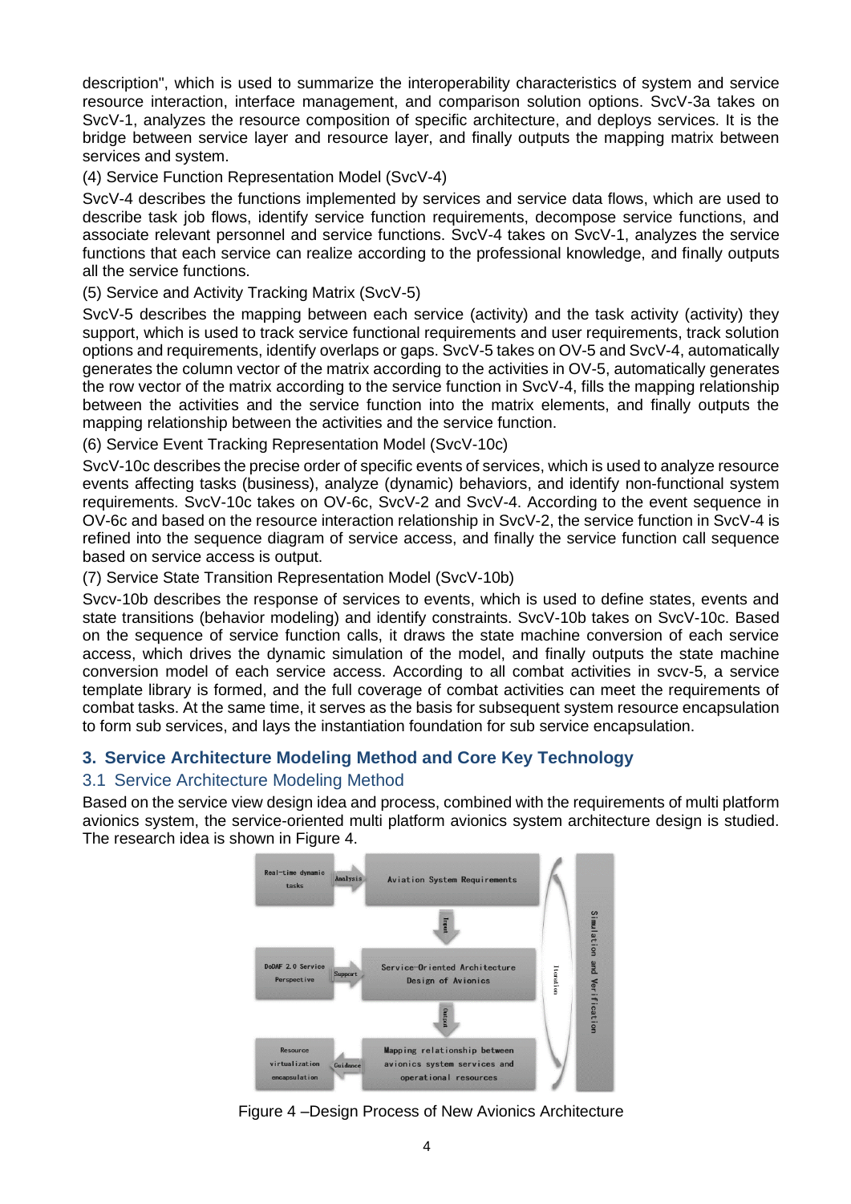description", which is used to summarize the interoperability characteristics of system and service resource interaction, interface management, and comparison solution options. SvcV-3a takes on SvcV-1, analyzes the resource composition of specific architecture, and deploys services. It is the bridge between service layer and resource layer, and finally outputs the mapping matrix between services and system.

(4) Service Function Representation Model (SvcV-4)

SvcV-4 describes the functions implemented by services and service data flows, which are used to describe task job flows, identify service function requirements, decompose service functions, and associate relevant personnel and service functions. SvcV-4 takes on SvcV-1, analyzes the service functions that each service can realize according to the professional knowledge, and finally outputs all the service functions.

(5) Service and Activity Tracking Matrix (SvcV-5)

SvcV-5 describes the mapping between each service (activity) and the task activity (activity) they support, which is used to track service functional requirements and user requirements, track solution options and requirements, identify overlaps or gaps. SvcV-5 takes on OV-5 and SvcV-4, automatically generates the column vector of the matrix according to the activities in OV-5, automatically generates the row vector of the matrix according to the service function in SvcV-4, fills the mapping relationship between the activities and the service function into the matrix elements, and finally outputs the mapping relationship between the activities and the service function.

(6) Service Event Tracking Representation Model (SvcV-10c)

SvcV-10c describes the precise order of specific events of services, which is used to analyze resource events affecting tasks (business), analyze (dynamic) behaviors, and identify non-functional system requirements. SvcV-10c takes on OV-6c, SvcV-2 and SvcV-4. According to the event sequence in OV-6c and based on the resource interaction relationship in SvcV-2, the service function in SvcV-4 is refined into the sequence diagram of service access, and finally the service function call sequence based on service access is output.

(7) Service State Transition Representation Model (SvcV-10b)

Svcv-10b describes the response of services to events, which is used to define states, events and state transitions (behavior modeling) and identify constraints. SvcV-10b takes on SvcV-10c. Based on the sequence of service function calls, it draws the state machine conversion of each service access, which drives the dynamic simulation of the model, and finally outputs the state machine conversion model of each service access. According to all combat activities in svcv-5, a service template library is formed, and the full coverage of combat activities can meet the requirements of combat tasks. At the same time, it serves as the basis for subsequent system resource encapsulation to form sub services, and lays the instantiation foundation for sub service encapsulation.

## 3. Service Architecture Modeling Method and Core Key Technology

### 3.1 Service Architecture Modeling Method

Based on the service view design idea and process, combined with the requirements of multi platform avionics system, the service-oriented multi platform avionics system architecture design is studied. The research idea is shown in Figure 4.

Figure 4 –Design Process of New Avionics Architecture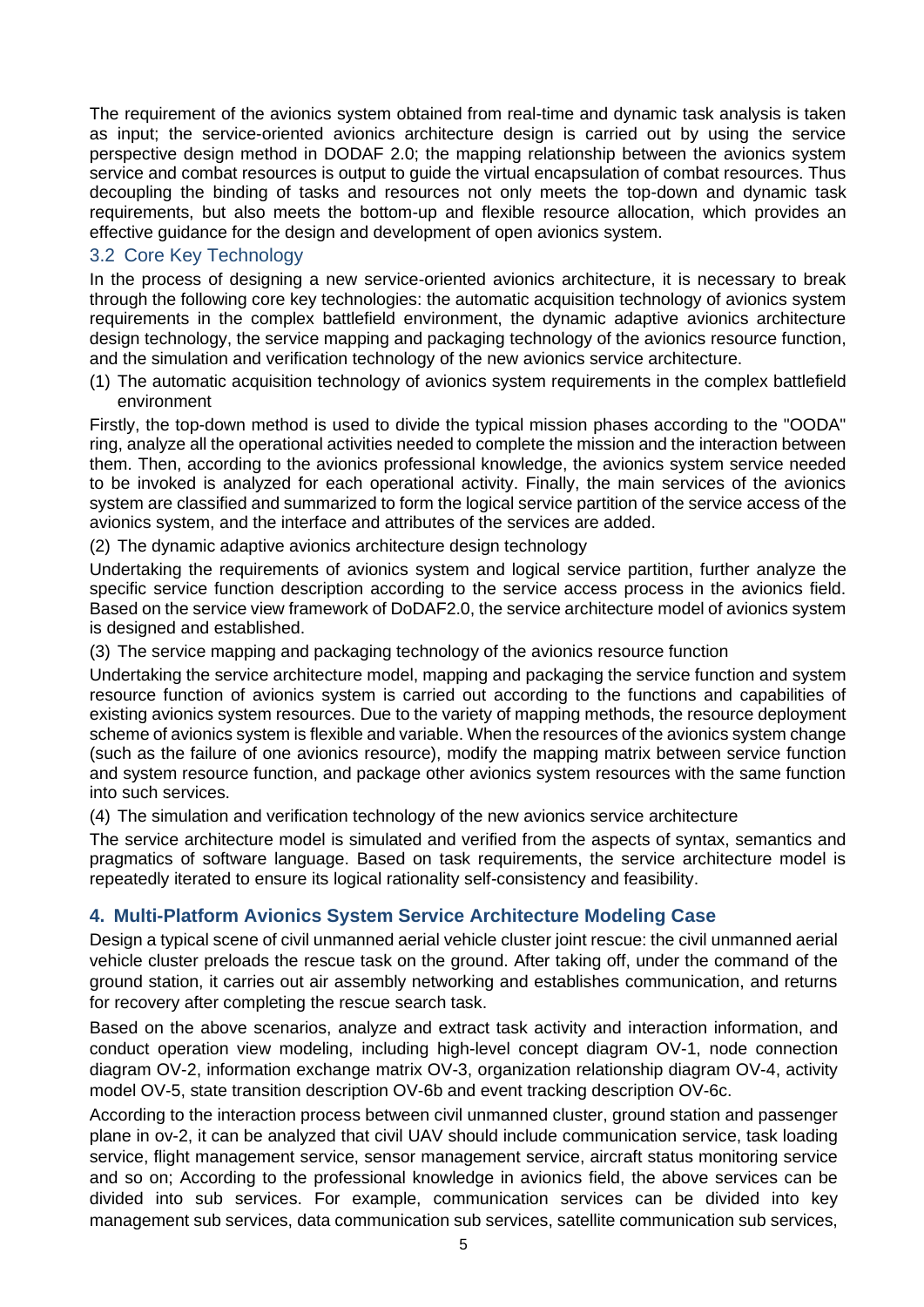The requirement of the avionics system obtained from real-time and dynamic task analysis is taken as input; the service-oriented avionics architecture design is carried out by using the service perspective design method in DODAF 2.0; the mapping relationship between the avionics system service and combat resources is output to guide the virtual encapsulation of combat resources. Thus decoupling the binding of tasks and resources not only meets the top-down and dynamic task requirements, but also meets the bottom-up and flexible resource allocation, which provides an effective guidance for the design and development of open avionics system.

### 3.2 Core Key Technology

In the process of designing a new service-oriented avionics architecture, it is necessary to break through the following core key technologies: the automatic acquisition technology of avionics system requirements in the complex battlefield environment, the dynamic adaptive avionics architecture design technology, the service mapping and packaging technology of the avionics resource function, and the simulation and verification technology of the new avionics service architecture.

(1) The automatic acquisition technology of avionics system requirements in the complex battlefield environment

Firstly, the top-down method is used to divide the typical mission phases according to the "OODA" ring, analyze all the operational activities needed to complete the mission and the interaction between them. Then, according to the avionics professional knowledge, the avionics system service needed to be invoked is analyzed for each operational activity. Finally, the main services of the avionics system are classified and summarized to form the logical service partition of the service access of the avionics system, and the interface and attributes of the services are added.

(2) The dynamic adaptive avionics architecture design technology

Undertaking the requirements of avionics system and logical service partition, further analyze the specific service function description according to the service access process in the avionics field. Based on the service view framework of DoDAF2.0, the service architecture model of avionics system is designed and established.

(3) The service mapping and packaging technology of the avionics resource function

Undertaking the service architecture model, mapping and packaging the service function and system resource function of avionics system is carried out according to the functions and capabilities of existing avionics system resources. Due to the variety of mapping methods, the resource deployment scheme of avionics system is flexible and variable. When the resources of the avionics system change (such as the failure of one avionics resource), modify the mapping matrix between service function and system resource function, and package other avionics system resources with the same function into such services.

(4) The simulation and verification technology of the new avionics service architecture

The service architecture model is simulated and verified from the aspects of syntax, semantics and pragmatics of software language. Based on task requirements, the service architecture model is repeatedly iterated to ensure its logical rationality self-consistency and feasibility.

## 4. Multi-Platform Avionics System Service Architecture Modeling Case

Design a typical scene of civil unmanned aerial vehicle cluster joint rescue: the civil unmanned aerial vehicle cluster preloads the rescue task on the ground. After taking off, under the command of the ground station, it carries out air assembly networking and establishes communication, and returns for recovery after completing the rescue search task.

Based on the above scenarios, analyze and extract task activity and interaction information, and conduct operation view modeling, including high-level concept diagram OV-1, node connection diagram OV-2, information exchange matrix OV-3, organization relationship diagram OV-4, activity model OV-5, state transition description OV-6b and event tracking description OV-6c.

According to the interaction process between civil unmanned cluster, ground station and passenger plane in ov-2, it can be analyzed that civil UAV should include communication service, task loading service, flight management service, sensor management service, aircraft status monitoring service and so on; According to the professional knowledge in avionics field, the above services can be divided into sub services. For example, communication services can be divided into key management sub services, data communication sub services, satellite communication sub services,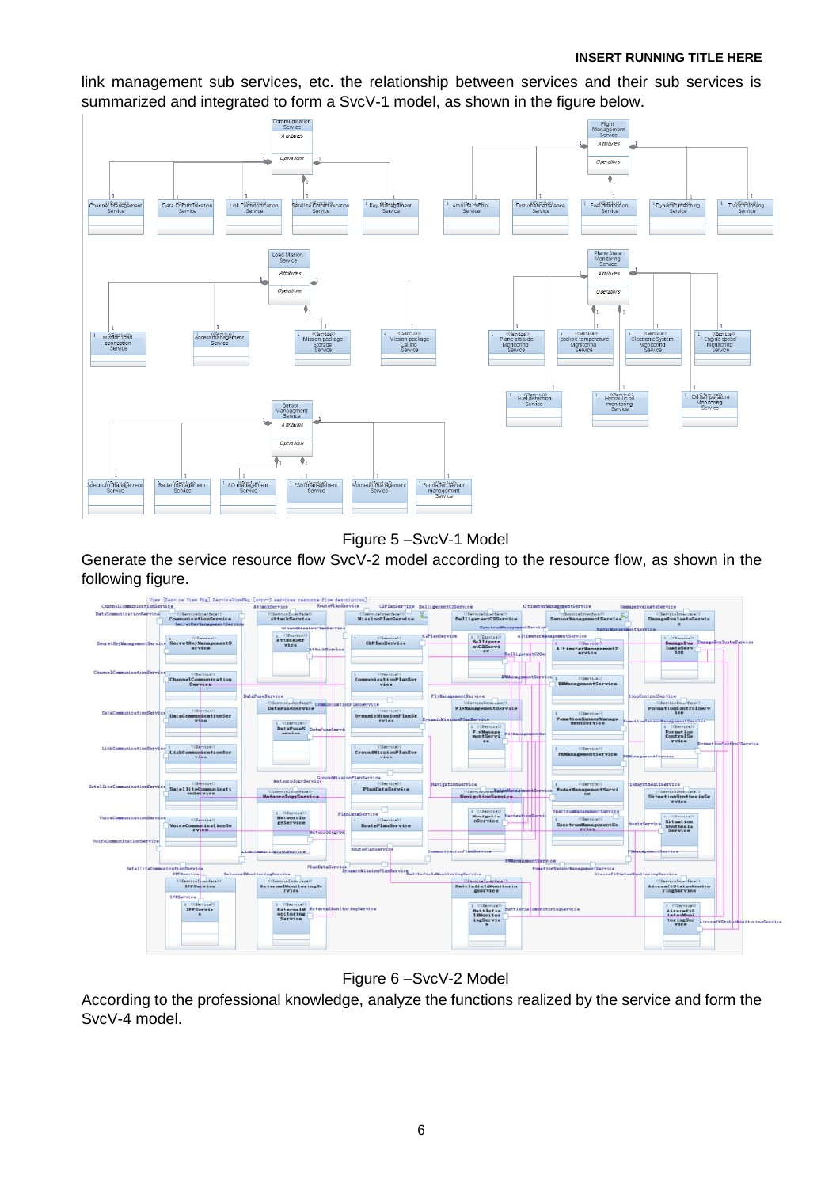link management sub services, etc. the relationship between services and their sub services is summarized and integrated to form a SvcV-1 model, as shown in the figure below.

Figure 5 –SvcV-1 Model

Generate the service resource flow SvcV-2 model according to the resource flow, as shown in the following figure.

Figure 6 –SvcV-2 Model

According to the professional knowledge, analyze the functions realized by the service and form the SvcV-4 model.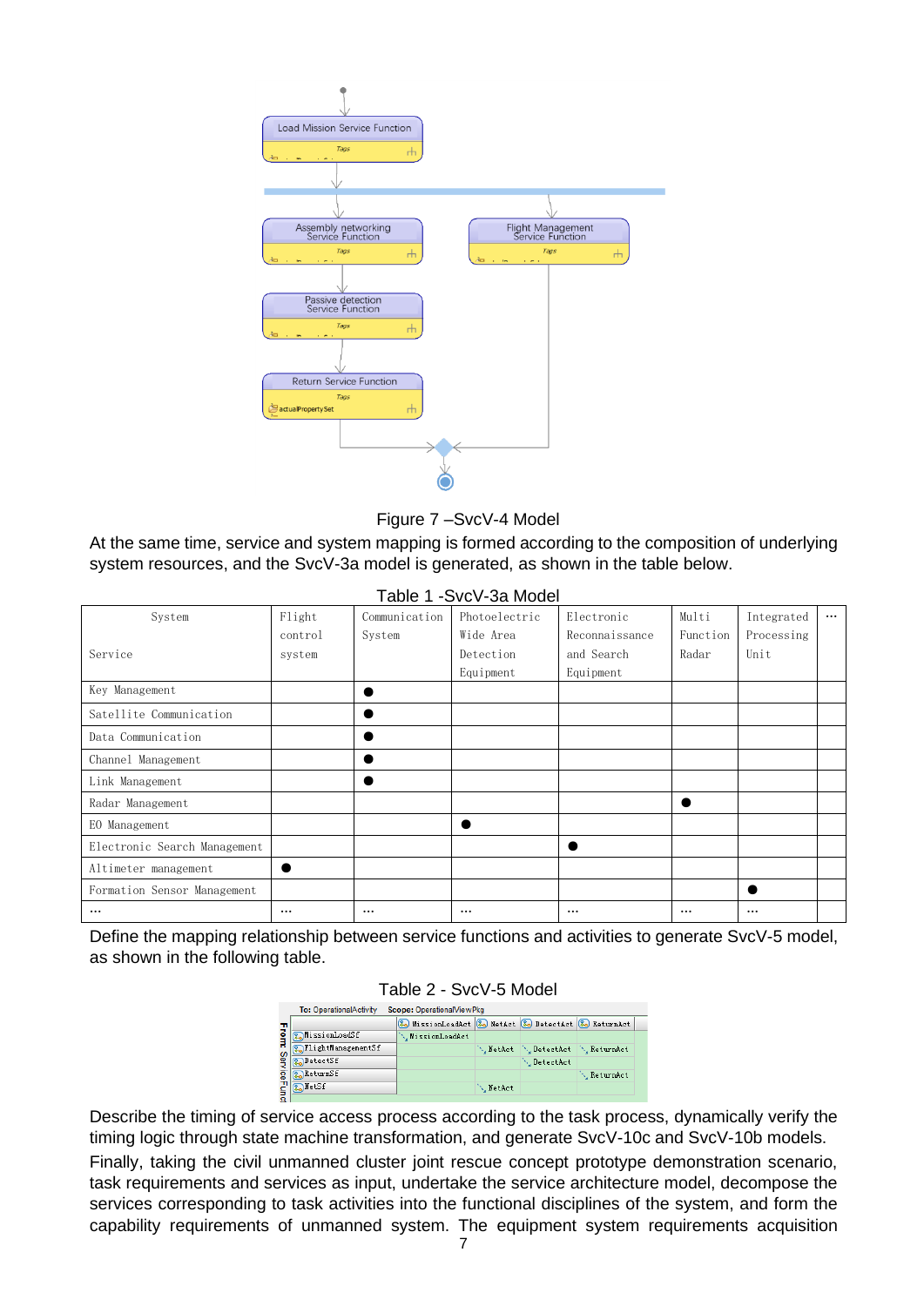Figure 7 –SvcV-4 Model

At the same time, service and system mapping is formed according to the composition of underlying system resources, and the SvcV-3a model is generated, as shown in the table below.

Table 1 -SvcV-3a Model

| System / Service | Flight control system | Communication System | Photoelectric Wide Area Detection Equipment | Electronic Reconnaissance and Search Equipment | Multi Function Radar | Integrated Processing Unit | … |
|---|---|---|---|---|---|---|---|
| Key Management | | ● | | | | | |
| Satellite Communication | | ● | | | | | |
| Data Communication | | ● | | | | | |
| Channel Management | | ● | | | | | |
| Link Management | | ● | | | | | |
| Radar Management | | | | | ● | | |
| EO Management | | | ● | | | | |
| Electronic Search Management | | | | ● | | | |
| Altimeter management | ● | | | | | | |
| Formation Sensor Management | | | | | | ● | |
| … | … | … | … | … | … | … | |

Define the mapping relationship between service functions and activities to generate SvcV-5 model, as shown in the following table.

Table 2 - SvcV-5 Model

| From: ServiceFunc / To: OperationalActivity (Scope: OperationalViewPkg) | MissionLoadAct | NetAct | DetectAct | ReturnAct |
|---|---|---|---|---|
| MissionLoadSF | MissionLoadAct | | | |
| FlightManagementSF | | NetAct | DetectAct | ReturnAct |
| DetectSF | | | DetectAct | |
| ReturnSF | | | | ReturnAct |
| NetSF | | NetAct | | |

Describe the timing of service access process according to the task process, dynamically verify the timing logic through state machine transformation, and generate SvcV-10c and SvcV-10b models.

Finally, taking the civil unmanned cluster joint rescue concept prototype demonstration scenario, task requirements and services as input, undertake the service architecture model, decompose the services corresponding to task activities into the functional disciplines of the system, and form the capability requirements of unmanned system. The equipment system requirements acquisition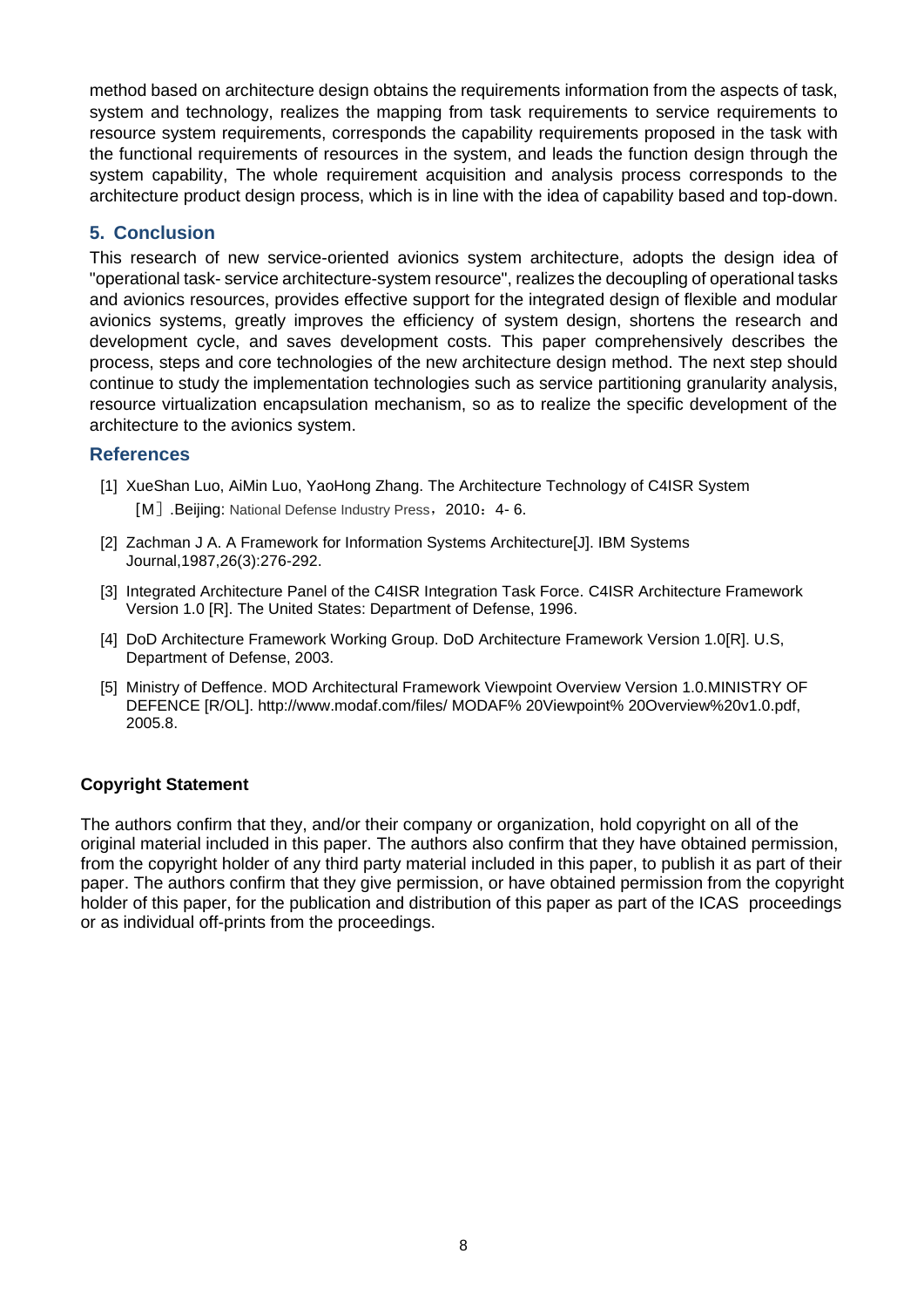method based on architecture design obtains the requirements information from the aspects of task, system and technology, realizes the mapping from task requirements to service requirements to resource system requirements, corresponds the capability requirements proposed in the task with the functional requirements of resources in the system, and leads the function design through the system capability, The whole requirement acquisition and analysis process corresponds to the architecture product design process, which is in line with the idea of capability based and top-down.

## 5. Conclusion

This research of new service-oriented avionics system architecture, adopts the design idea of "operational task- service architecture-system resource", realizes the decoupling of operational tasks and avionics resources, provides effective support for the integrated design of flexible and modular avionics systems, greatly improves the efficiency of system design, shortens the research and development cycle, and saves development costs. This paper comprehensively describes the process, steps and core technologies of the new architecture design method. The next step should continue to study the implementation technologies such as service partitioning granularity analysis, resource virtualization encapsulation mechanism, so as to realize the specific development of the architecture to the avionics system.

## References

[1] XueShan Luo, AiMin Luo, YaoHong Zhang. The Architecture Technology of C4ISR System ［M］.Beijing: National Defense Industry Press，2010：4- 6.

[2] Zachman J A. A Framework for Information Systems Architecture[J]. IBM Systems Journal,1987,26(3):276-292.

[3] Integrated Architecture Panel of the C4ISR Integration Task Force. C4ISR Architecture Framework Version 1.0 [R]. The United States: Department of Defense, 1996.

[4] DoD Architecture Framework Working Group. DoD Architecture Framework Version 1.0[R]. U.S, Department of Defense, 2003.

[5] Ministry of Deffence. MOD Architectural Framework Viewpoint Overview Version 1.0.MINISTRY OF DEFENCE [R/OL]. http://www.modaf.com/files/ MODAF% 20Viewpoint% 20Overview%20v1.0.pdf, 2005.8.

**Copyright Statement**

The authors confirm that they, and/or their company or organization, hold copyright on all of the original material included in this paper. The authors also confirm that they have obtained permission, from the copyright holder of any third party material included in this paper, to publish it as part of their paper. The authors confirm that they give permission, or have obtained permission from the copyright holder of this paper, for the publication and distribution of this paper as part of the ICAS proceedings or as individual off-prints from the proceedings.